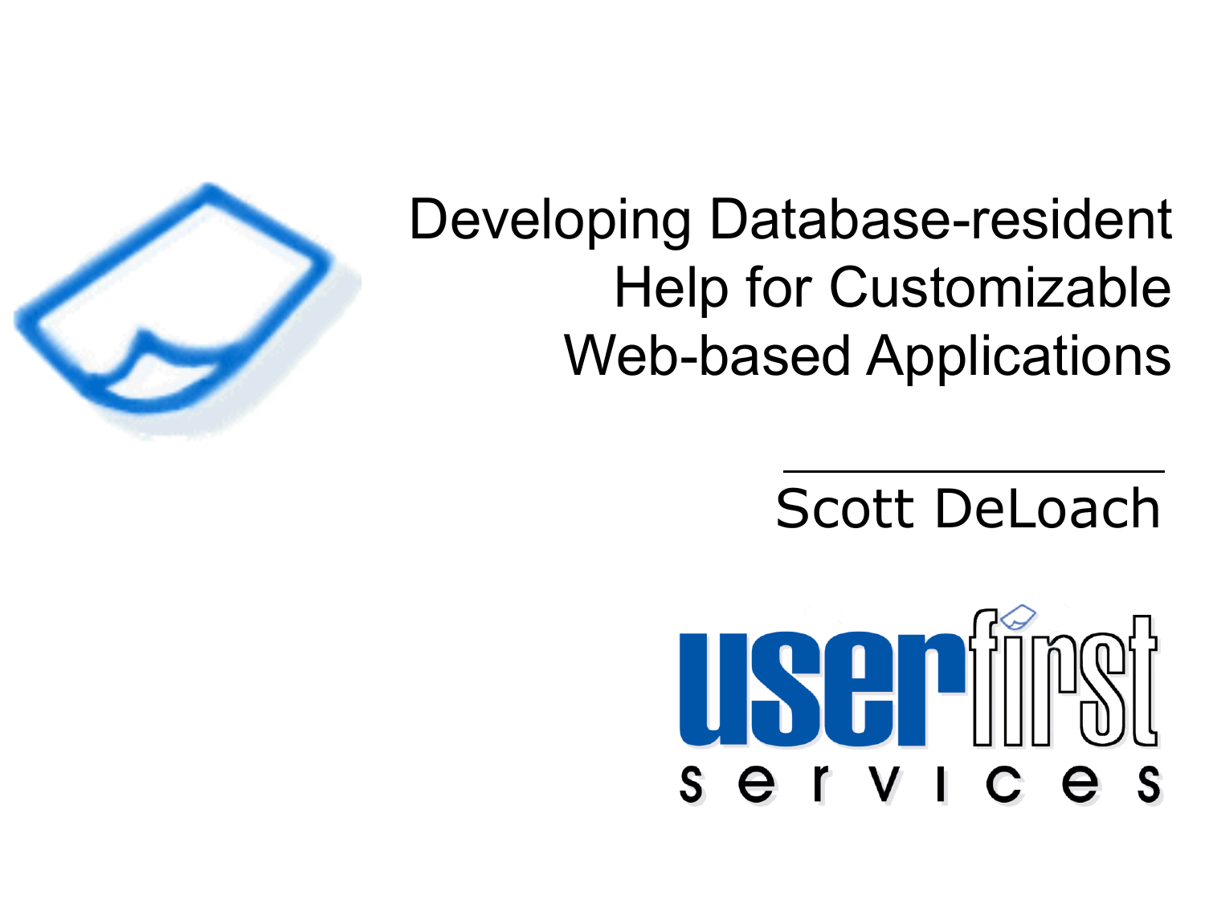# Developing Database-resident Help for Customizable Web-based Applications

Scott DeLoach

userfirst services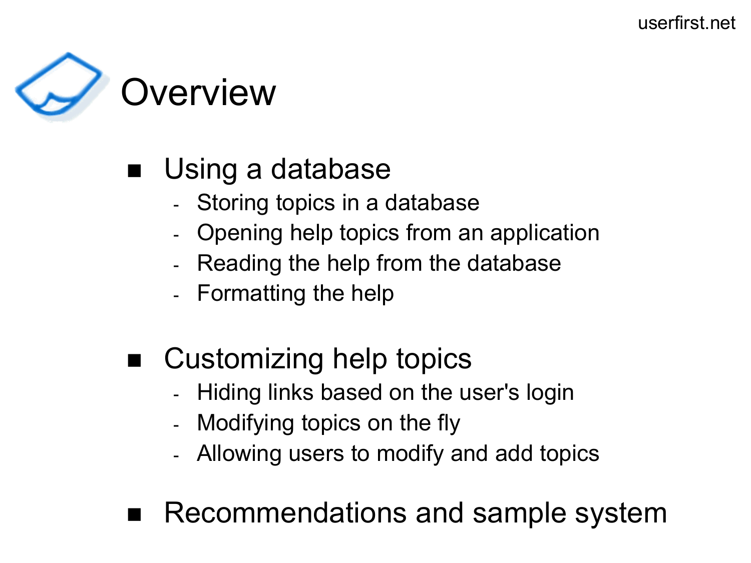# Overview

- Using a database
  - Storing topics in a database
  - Opening help topics from an application
  - Reading the help from the database
  - Formatting the help
- Customizing help topics
  - Hiding links based on the user's login
  - Modifying topics on the fly
  - Allowing users to modify and add topics
- Recommendations and sample system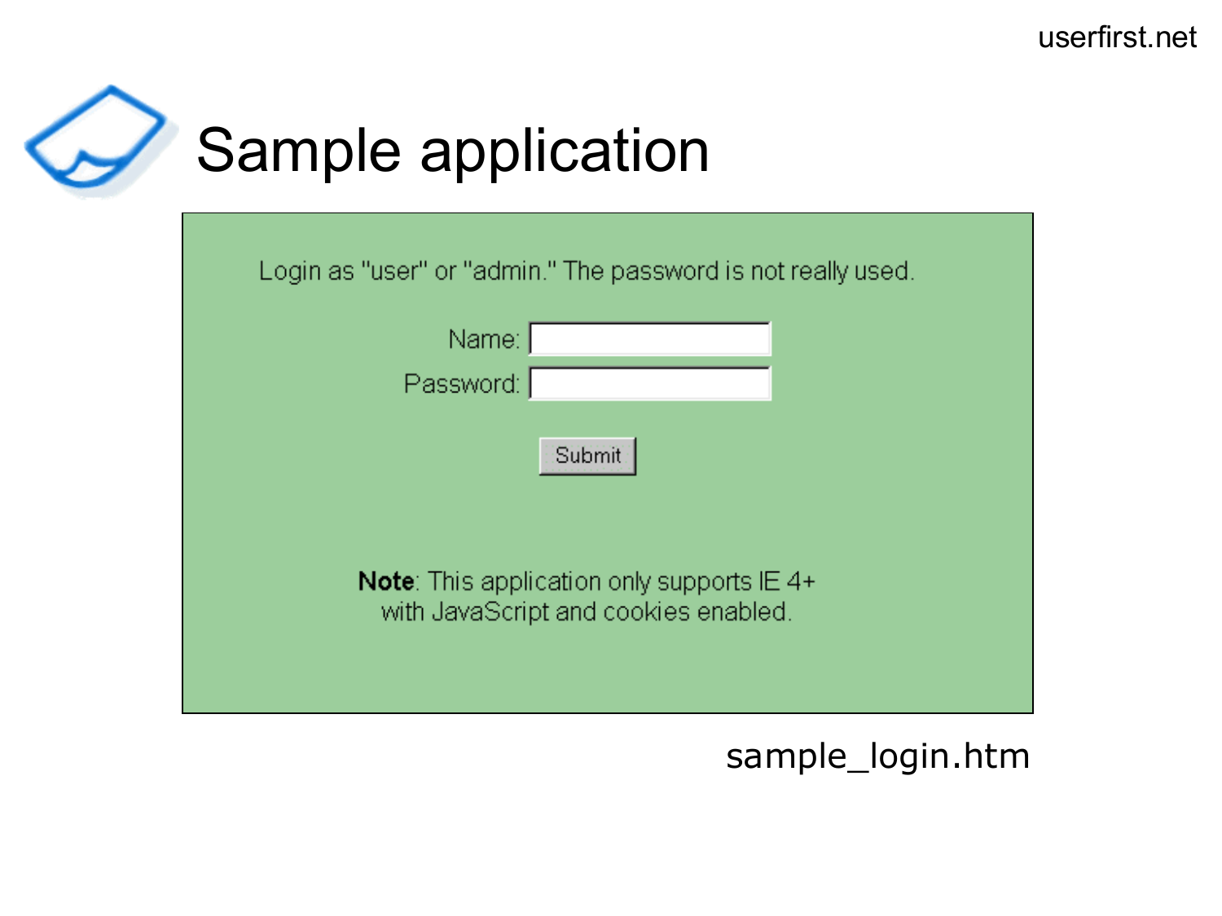# Sample application

Login as "user" or "admin." The password is not really used.

Name:

Password:

Submit

**Note**: This application only supports IE 4+ with JavaScript and cookies enabled.

sample_login.htm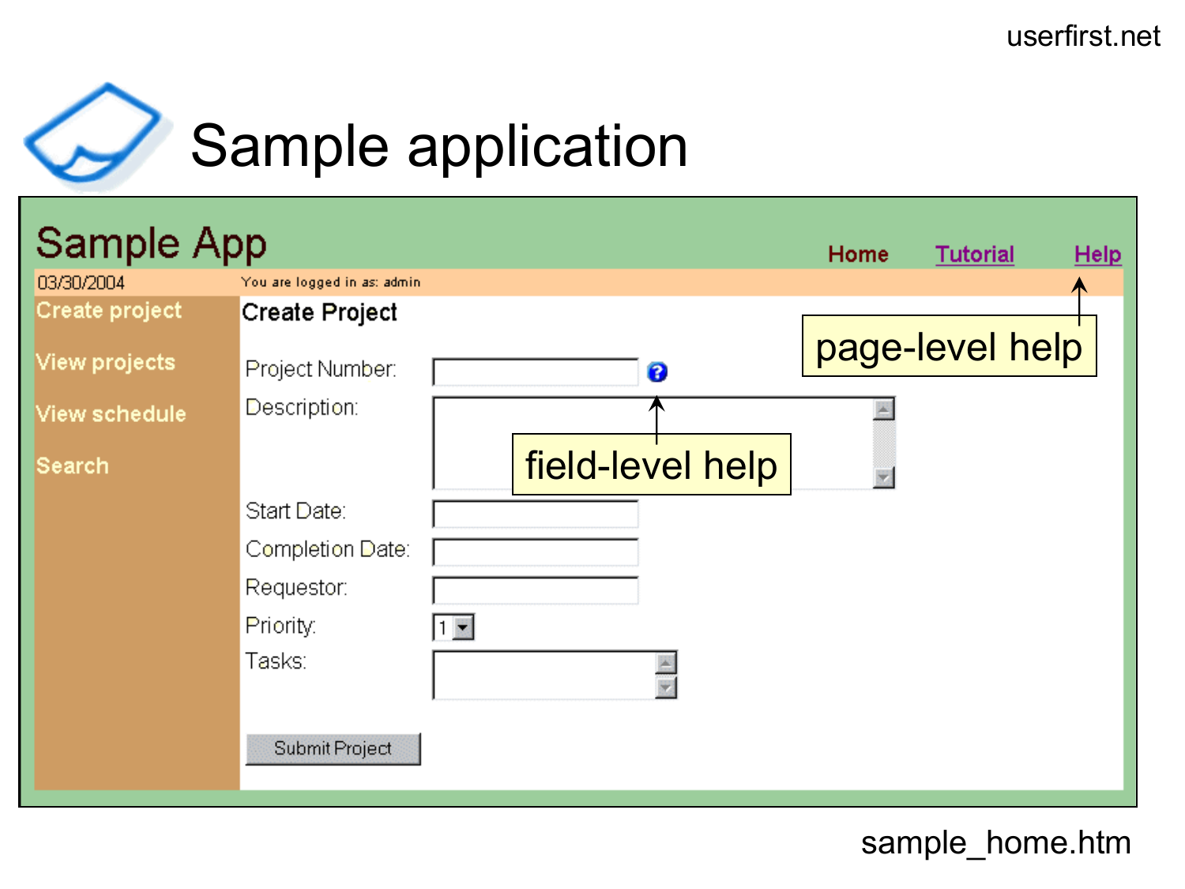# Sample application

**Sample App**

Home | Tutorial | Help

03/30/2004 — You are logged in as: admin

- Create project
- View projects
- View schedule
- Search

**Create Project**

Project Number:

Description:

Start Date:

Completion Date:

Requestor:

Priority: 1

Tasks:

Submit Project

page-level help

field-level help

sample_home.htm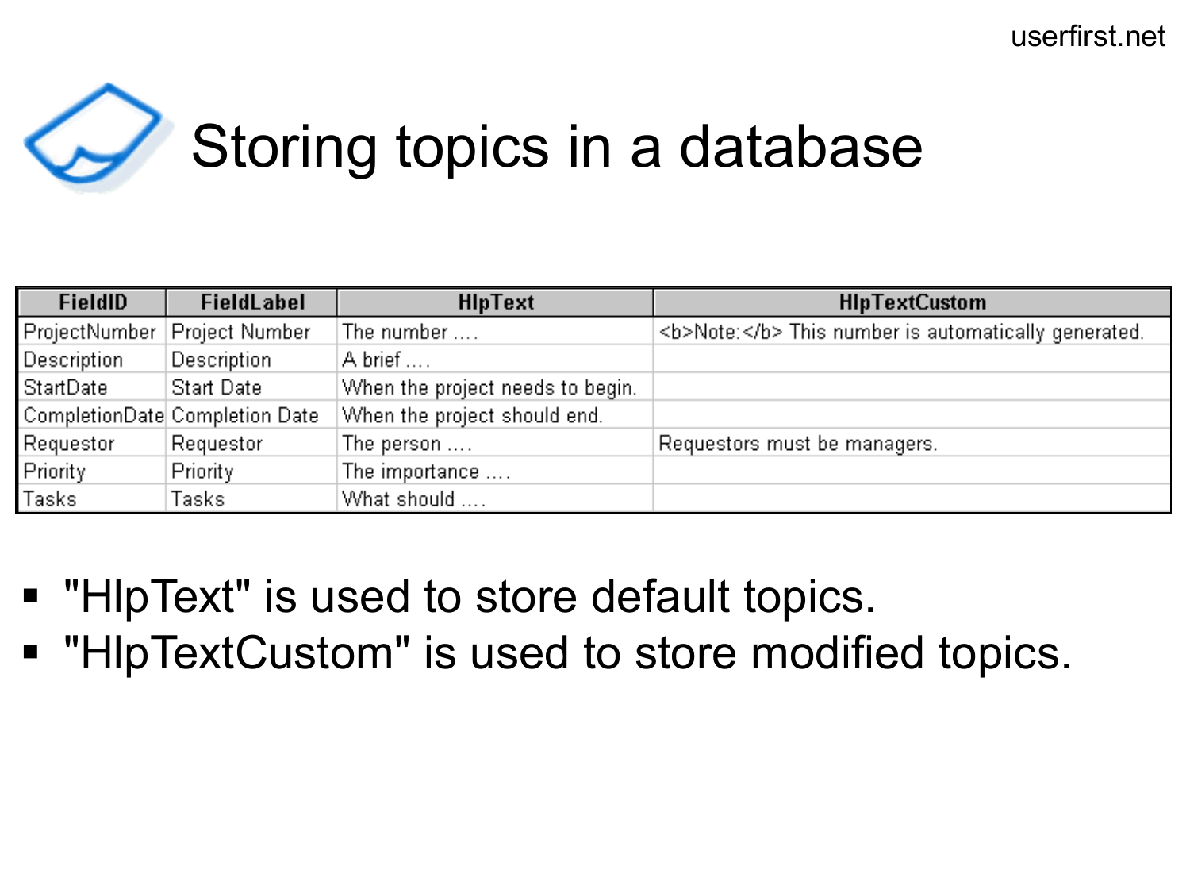# Storing topics in a database

| FieldID | FieldLabel | HlpText | HlpTextCustom |
| --- | --- | --- | --- |
| ProjectNumber | Project Number | The number .... | <b>Note:</b> This number is automatically generated. |
| Description | Description | A brief .... | |
| StartDate | Start Date | When the project needs to begin. | |
| CompletionDate | Completion Date | When the project should end. | |
| Requestor | Requestor | The person .... | Requestors must be managers. |
| Priority | Priority | The importance .... | |
| Tasks | Tasks | What should .... | |

- "HlpText" is used to store default topics.
- "HlpTextCustom" is used to store modified topics.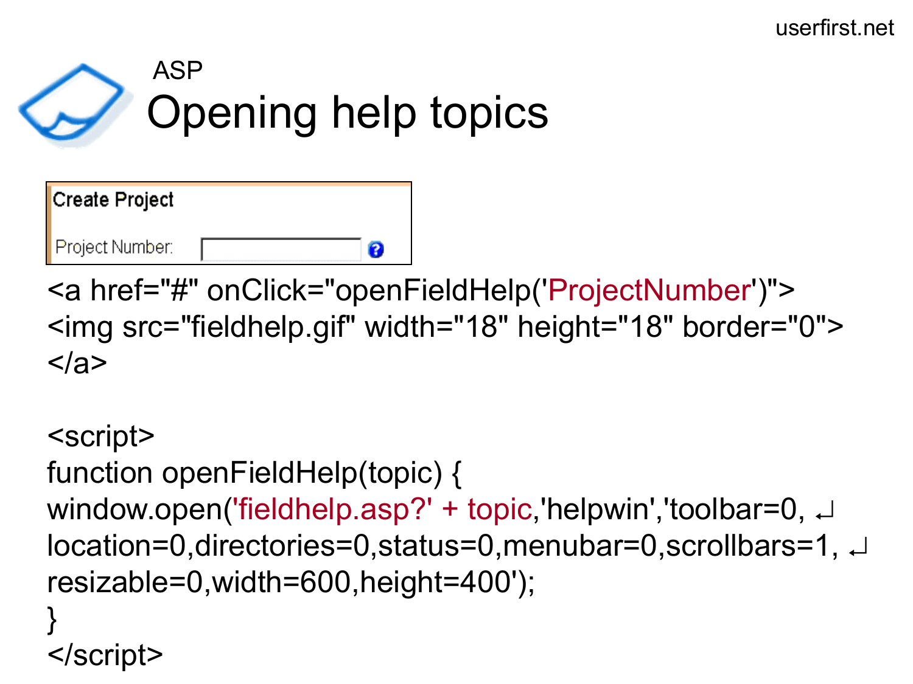ASP

# Opening help topics

Create Project

Project Number:

```
<a href="#" onClick="openFieldHelp('ProjectNumber')">
<img src="fieldhelp.gif" width="18" height="18" border="0">
</a>

<script>
function openFieldHelp(topic) {
window.open('fieldhelp.asp?' + topic,'helpwin','toolbar=0, ↵
location=0,directories=0,status=0,menubar=0,scrollbars=1, ↵
resizable=0,width=600,height=400');
}
</script>
```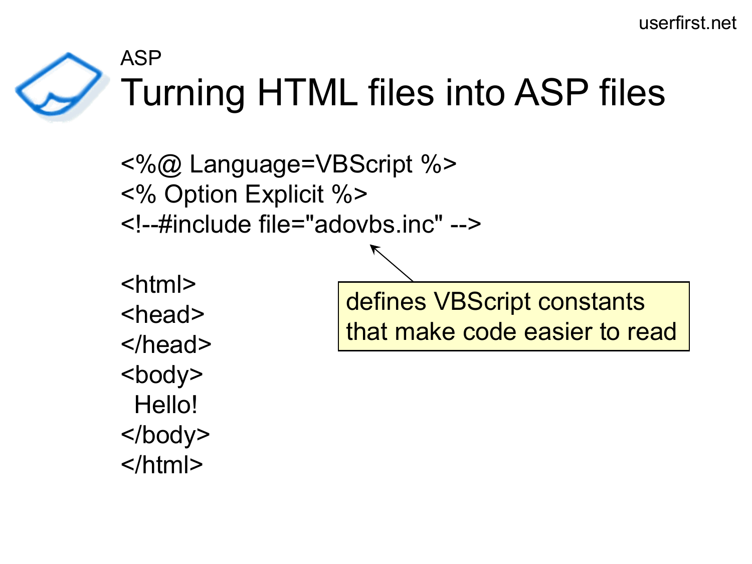ASP

# Turning HTML files into ASP files

```
<%@ Language=VBScript %>
<% Option Explicit %>
<!--#include file="adovbs.inc" -->

<html>
<head>
</head>
<body>
  Hello!
</body>
</html>
```

defines VBScript constants that make code easier to read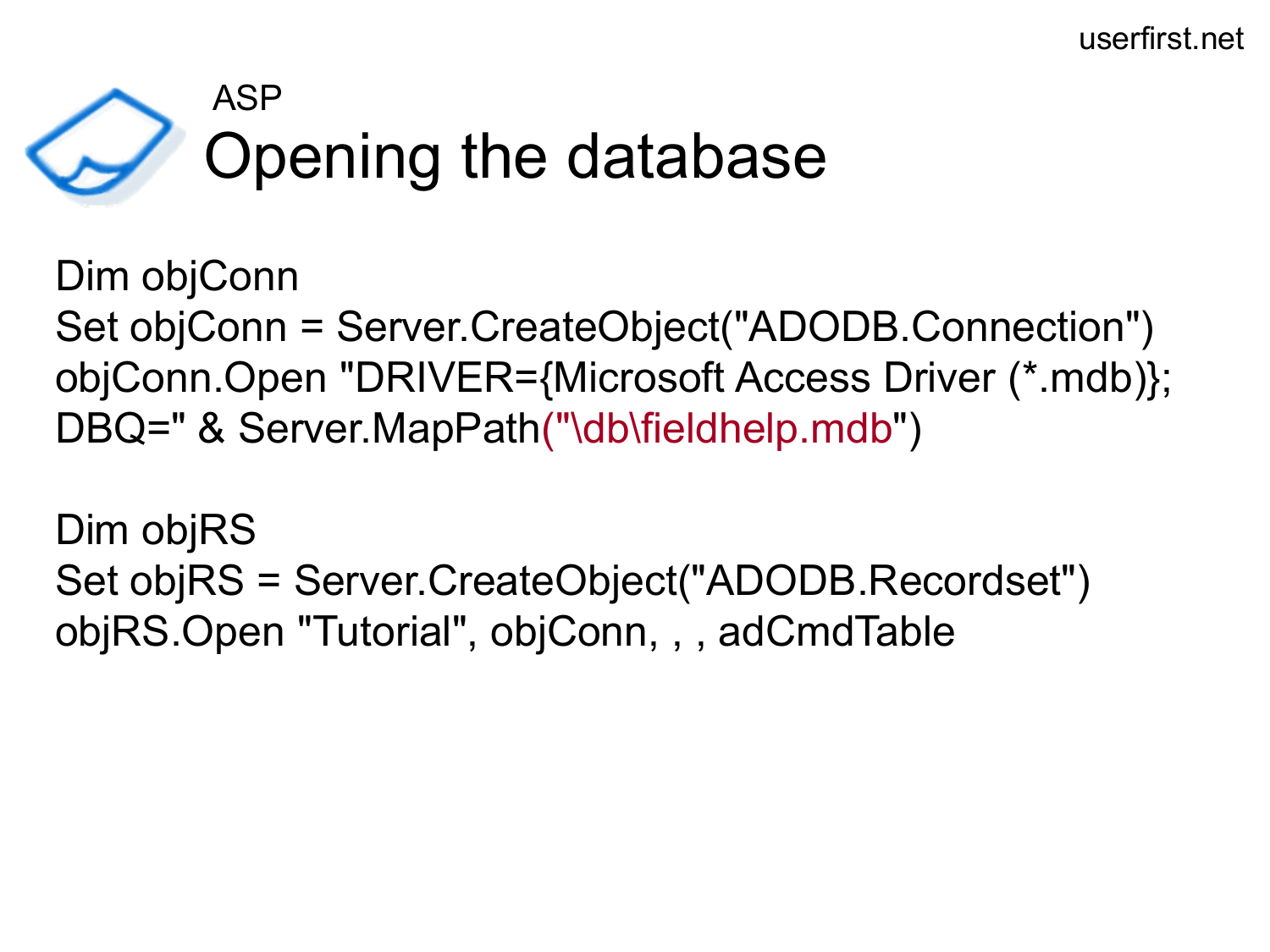ASP

# Opening the database

```
Dim objConn
Set objConn = Server.CreateObject("ADODB.Connection")
objConn.Open "DRIVER={Microsoft Access Driver (*.mdb)};
DBQ=" & Server.MapPath("\db\fieldhelp.mdb")

Dim objRS
Set objRS = Server.CreateObject("ADODB.Recordset")
objRS.Open "Tutorial", objConn, , , adCmdTable
```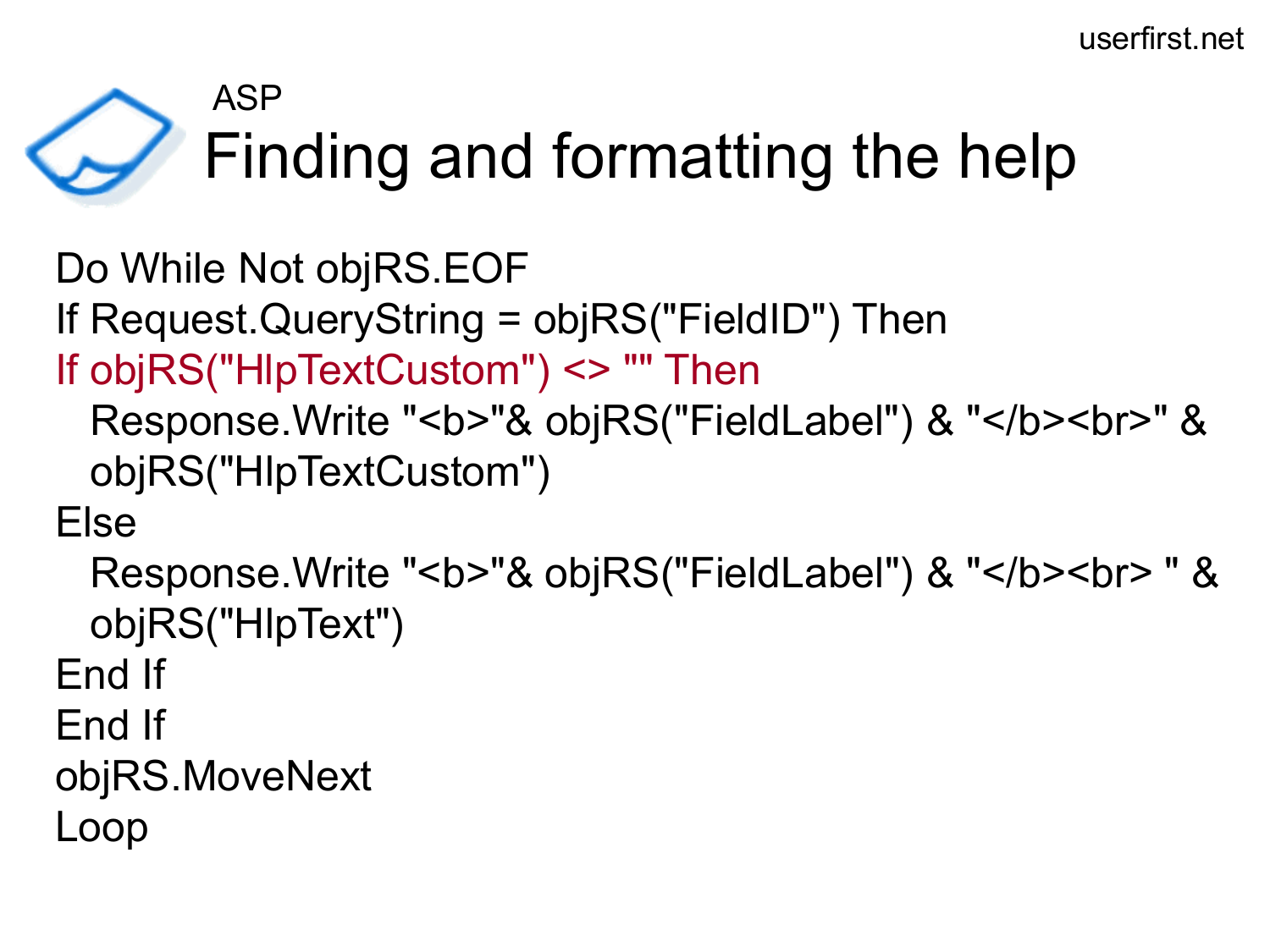ASP

# Finding and formatting the help

```
Do While Not objRS.EOF
If Request.QueryString = objRS("FieldID") Then
If objRS("HlpTextCustom") <> "" Then
  Response.Write "<b>"& objRS("FieldLabel") & "</b><br>" &
  objRS("HlpTextCustom")
Else
  Response.Write "<b>"& objRS("FieldLabel") & "</b><br> " &
  objRS("HlpText")
End If
End If
objRS.MoveNext
Loop
```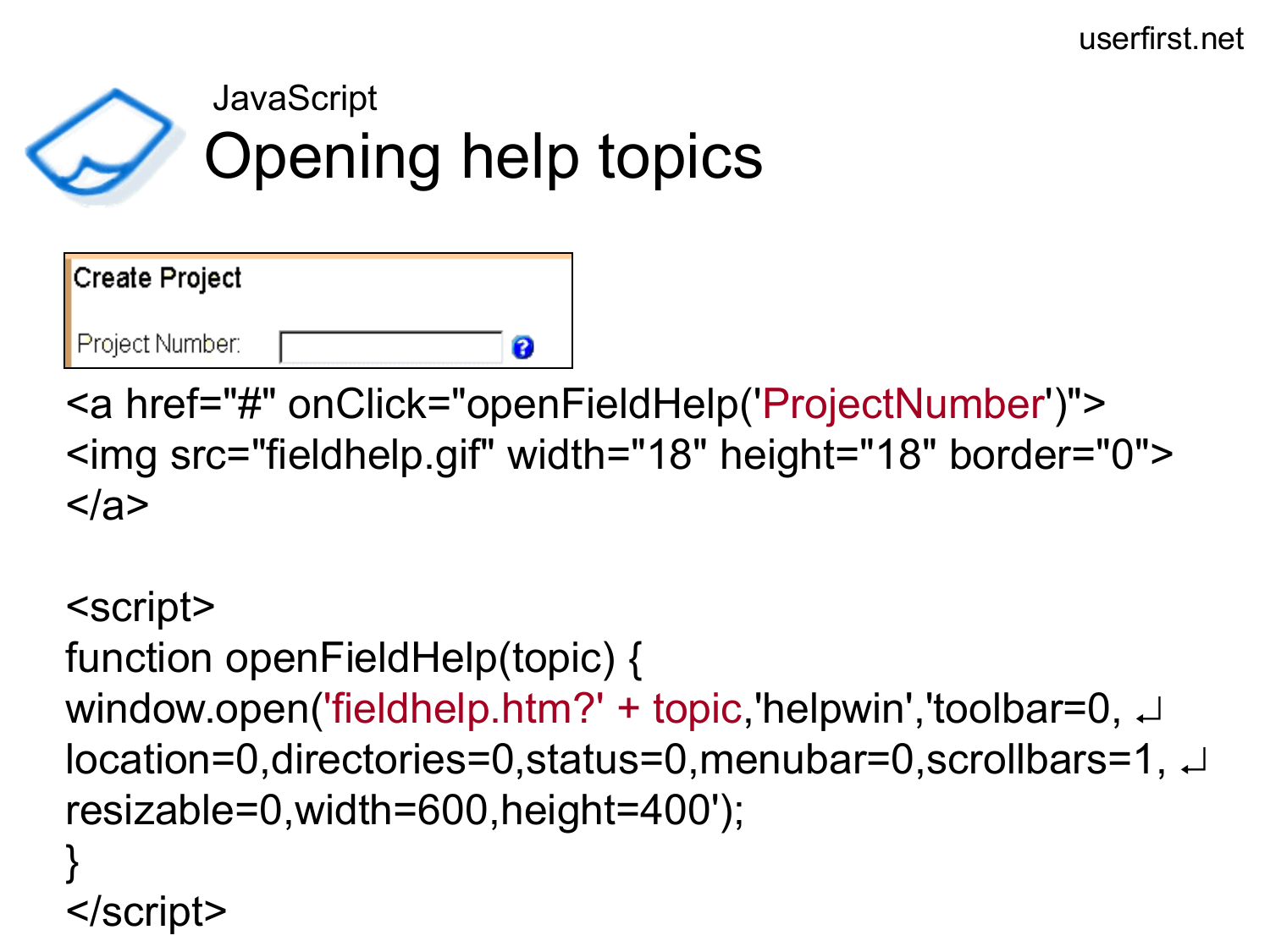JavaScript

# Opening help topics

Create Project

Project Number:

```
<a href="#" onClick="openFieldHelp('ProjectNumber')">
<img src="fieldhelp.gif" width="18" height="18" border="0">
</a>

<script>
function openFieldHelp(topic) {
window.open('fieldhelp.htm?' + topic,'helpwin','toolbar=0, ↵
location=0,directories=0,status=0,menubar=0,scrollbars=1, ↵
resizable=0,width=600,height=400');
}
</script>
```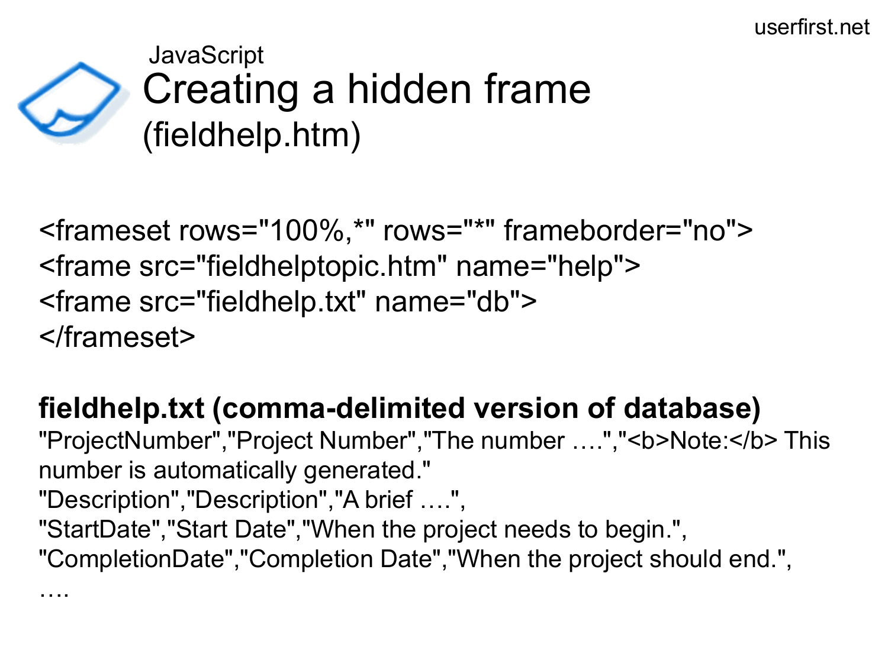JavaScript

# Creating a hidden frame

## (fieldhelp.htm)

```
<frameset rows="100%,*" rows="*" frameborder="no">
<frame src="fieldhelptopic.htm" name="help">
<frame src="fieldhelp.txt" name="db">
</frameset>
```

**fieldhelp.txt (comma-delimited version of database)**

```
"ProjectNumber","Project Number","The number ….","<b>Note:</b> This number is automatically generated."
"Description","Description","A brief ….",
"StartDate","Start Date","When the project needs to begin.",
"CompletionDate","Completion Date","When the project should end.",
….
```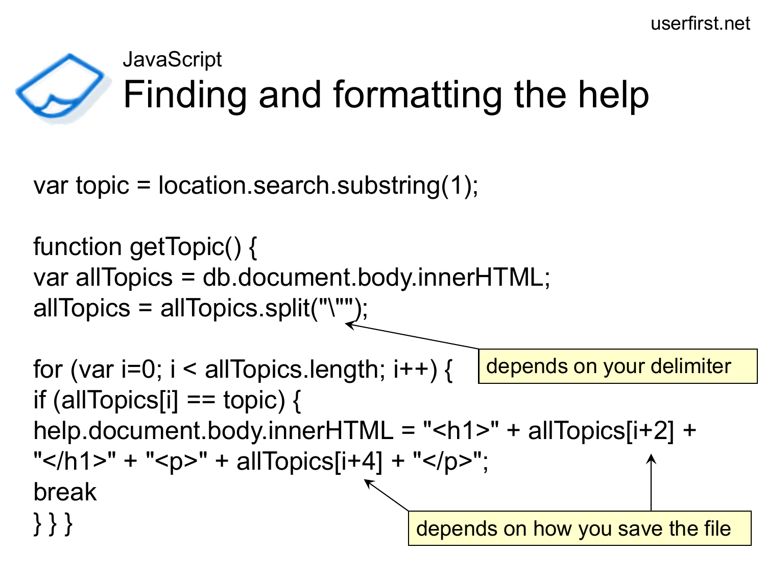JavaScript

# Finding and formatting the help

```
var topic = location.search.substring(1);

function getTopic() {
var allTopics = db.document.body.innerHTML;
allTopics = allTopics.split("\"");

for (var i=0; i < allTopics.length; i++) {
if (allTopics[i] == topic) {
help.document.body.innerHTML = "<h1>" + allTopics[i+2] +
"</h1>" + "<p>" + allTopics[i+4] + "</p>";
break
} } }
```

depends on your delimiter

depends on how you save the file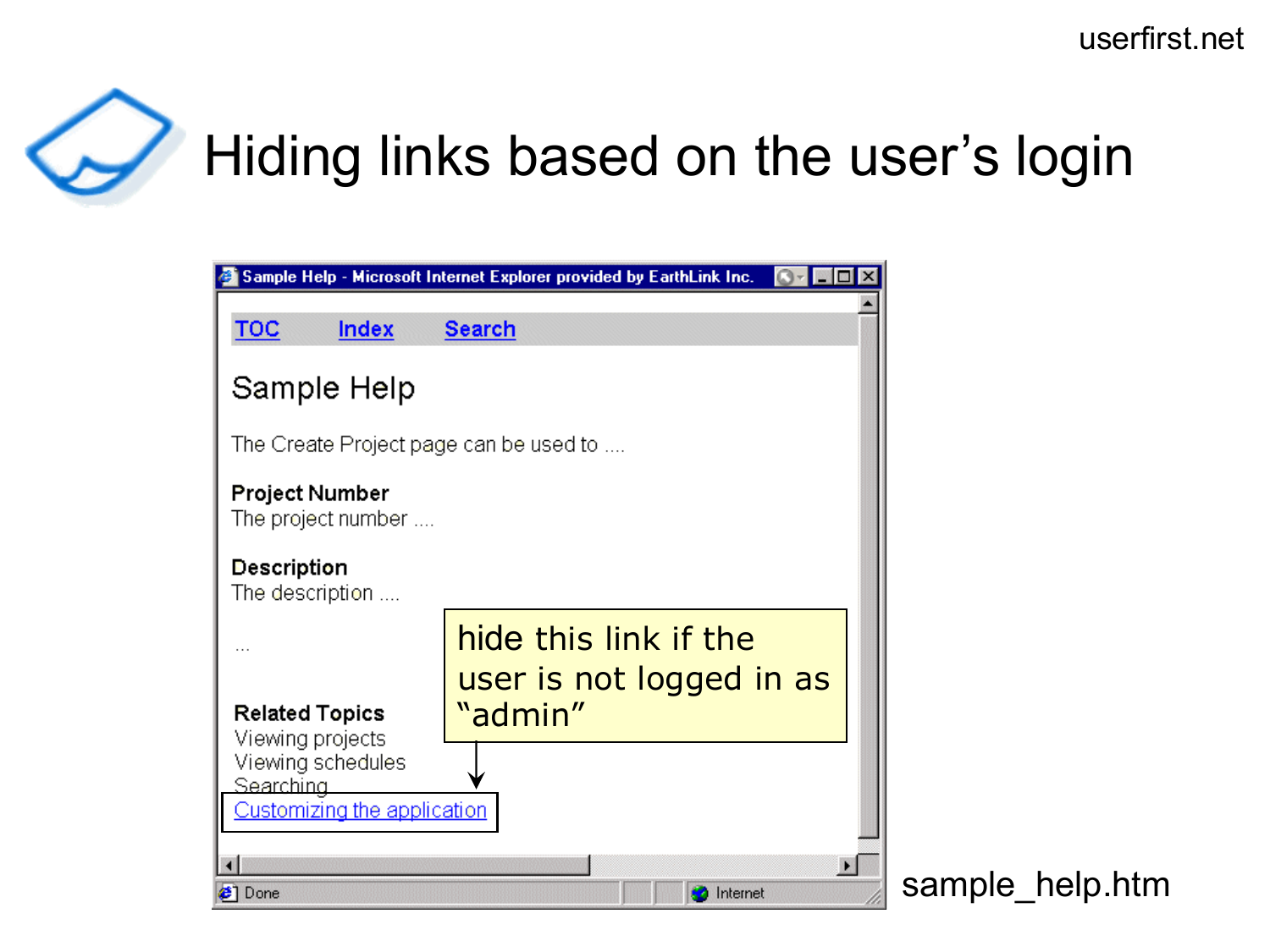# Hiding links based on the user's login

TOC Index Search

Sample Help

The Create Project page can be used to ....

**Project Number**
The project number ....

**Description**
The description ....

...

**Related Topics**
Viewing projects
Viewing schedules
Searching
Customizing the application

hide this link if the user is not logged in as "admin"

sample_help.htm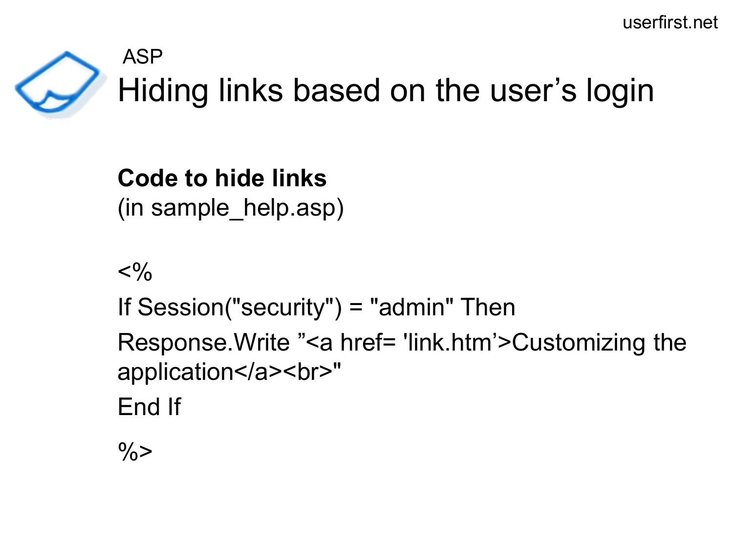ASP

# Hiding links based on the user's login

**Code to hide links**
(in sample_help.asp)

```
<%
If Session("security") = "admin" Then
Response.Write ”<a href= 'link.htm’>Customizing the application</a><br>"
End If
%>
```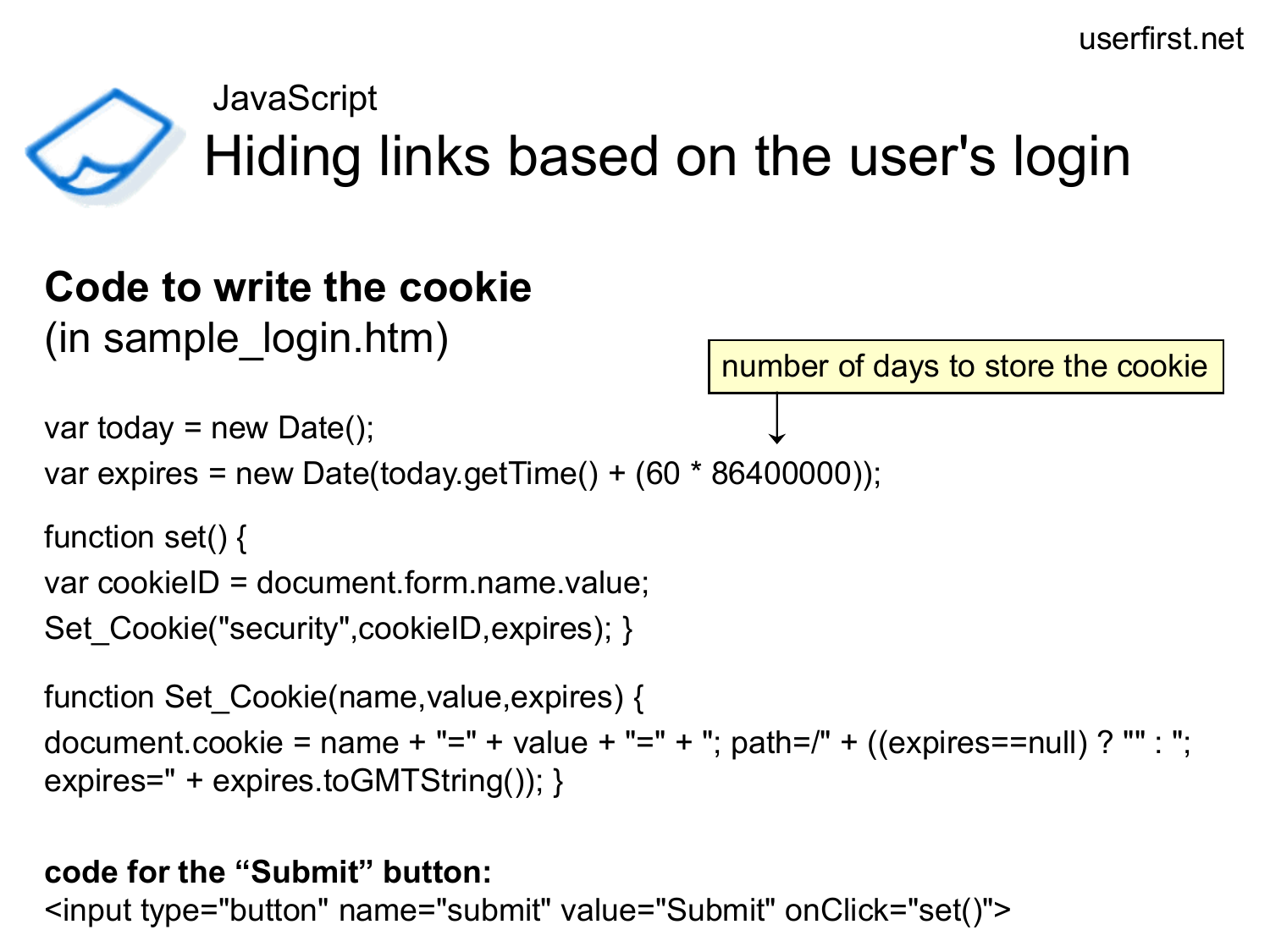userfirst.net

JavaScript

# Hiding links based on the user's login

## Code to write the cookie

(in sample_login.htm)

number of days to store the cookie

```
var today = new Date();
var expires = new Date(today.getTime() + (60 * 86400000));

function set() {
var cookieID = document.form.name.value;
Set_Cookie("security",cookieID,expires); }

function Set_Cookie(name,value,expires) {
document.cookie = name + "=" + value + "=" + "; path=/" + ((expires==null) ? "" : ";
expires=" + expires.toGMTString()); }
```

**code for the “Submit” button:**

```
<input type="button" name="submit" value="Submit" onClick="set()">
```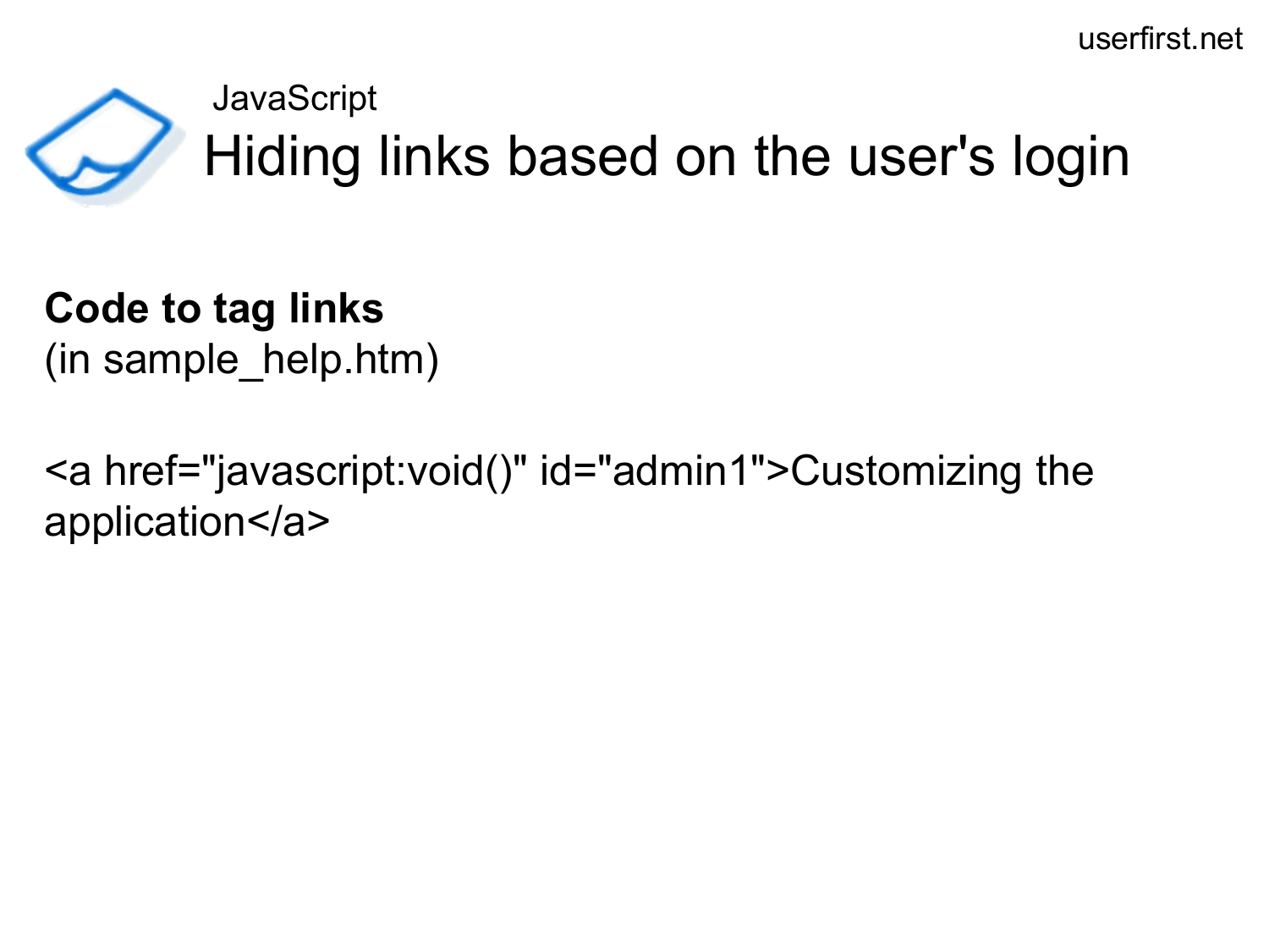JavaScript

# Hiding links based on the user's login

**Code to tag links**
(in sample_help.htm)

```
<a href="javascript:void()" id="admin1">Customizing the application</a>
```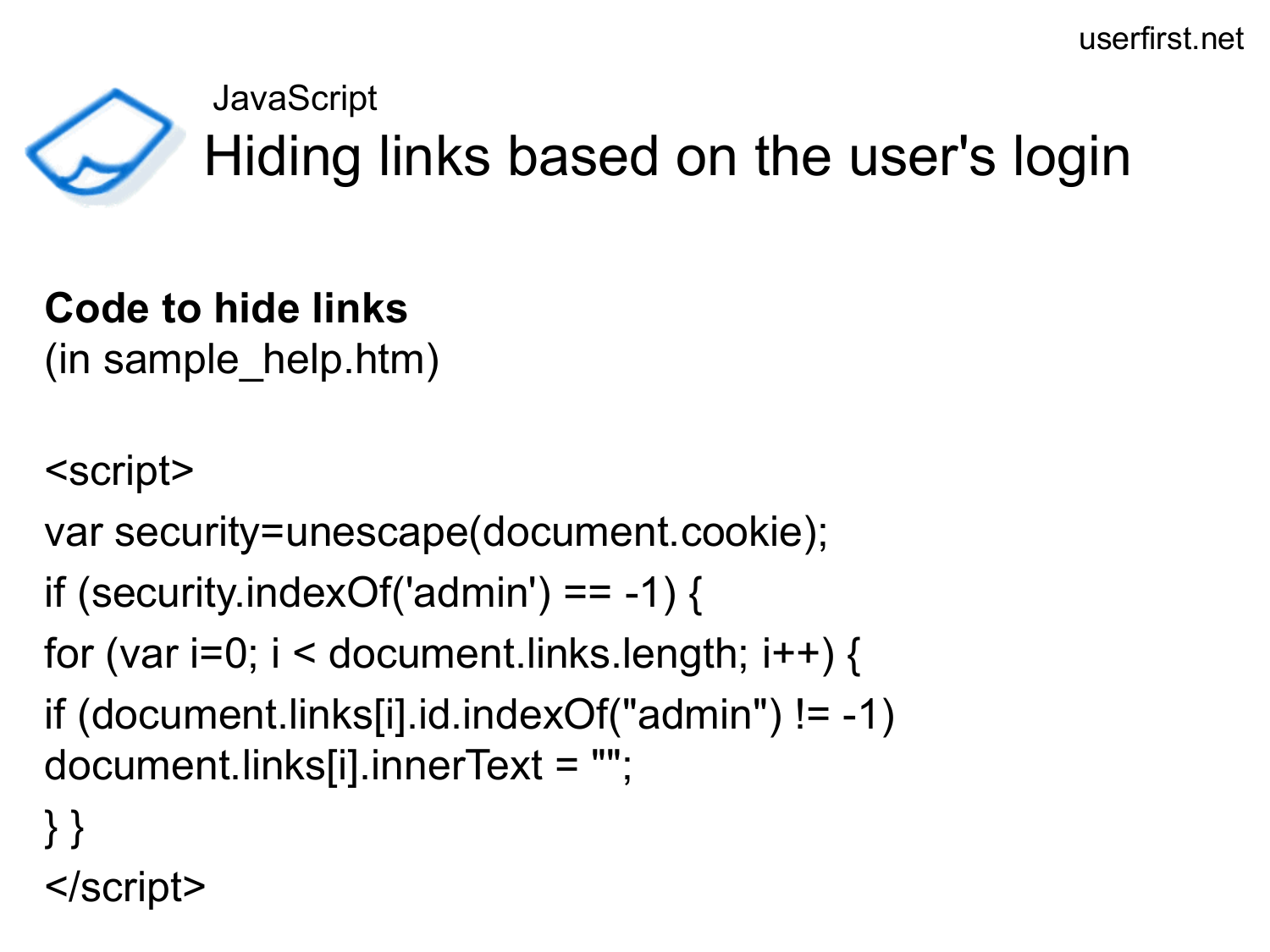JavaScript

# Hiding links based on the user's login

**Code to hide links**
(in sample_help.htm)

```
<script>
var security=unescape(document.cookie);
if (security.indexOf('admin') == -1) {
for (var i=0; i < document.links.length; i++) {
if (document.links[i].id.indexOf("admin") != -1)
document.links[i].innerText = "";
} }
</script>
```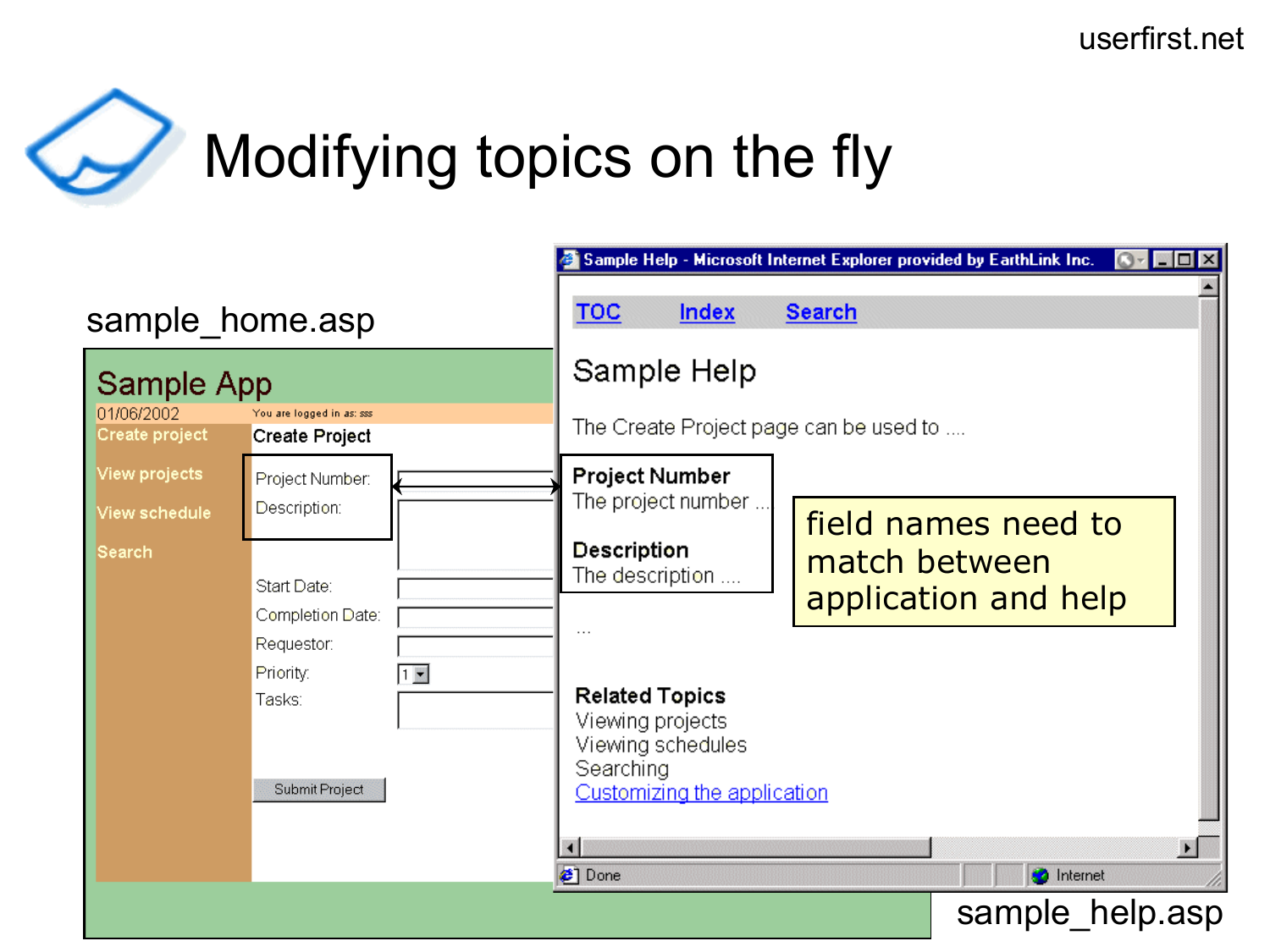# Modifying topics on the fly

sample_home.asp

**Sample App**

01/06/2002 — You are logged in as: sss

- Create project
- View projects
- View schedule
- Search

**Create Project**

Project Number:
Description:
Start Date:
Completion Date:
Requestor:
Priority: 1
Tasks:

Submit Project

Sample Help - Microsoft Internet Explorer provided by EarthLink Inc.

TOC Index Search

## Sample Help

The Create Project page can be used to ....

**Project Number**
The project number ...

**Description**
The description ....

...

**Related Topics**
Viewing projects
Viewing schedules
Searching
Customizing the application

Done — Internet

field names need to match between application and help

sample_help.asp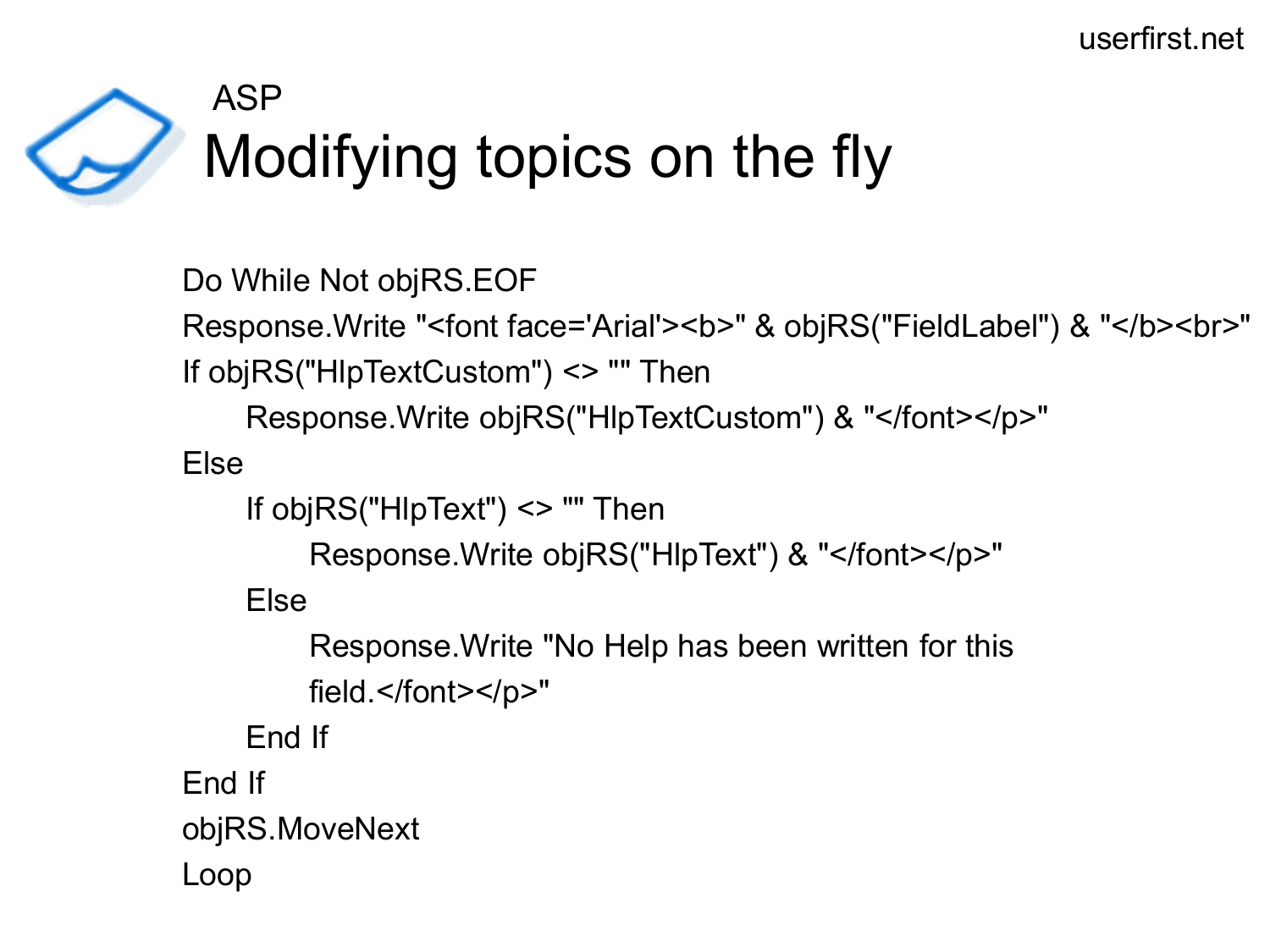ASP

# Modifying topics on the fly

```
Do While Not objRS.EOF
Response.Write "<font face='Arial'><b>" & objRS("FieldLabel") & "</b><br>"
If objRS("HlpTextCustom") <> "" Then
    Response.Write objRS("HlpTextCustom") & "</font></p>"
Else
    If objRS("HlpText") <> "" Then
        Response.Write objRS("HlpText") & "</font></p>"
    Else
        Response.Write "No Help has been written for this
        field.</font></p>"
    End If
End If
objRS.MoveNext
Loop
```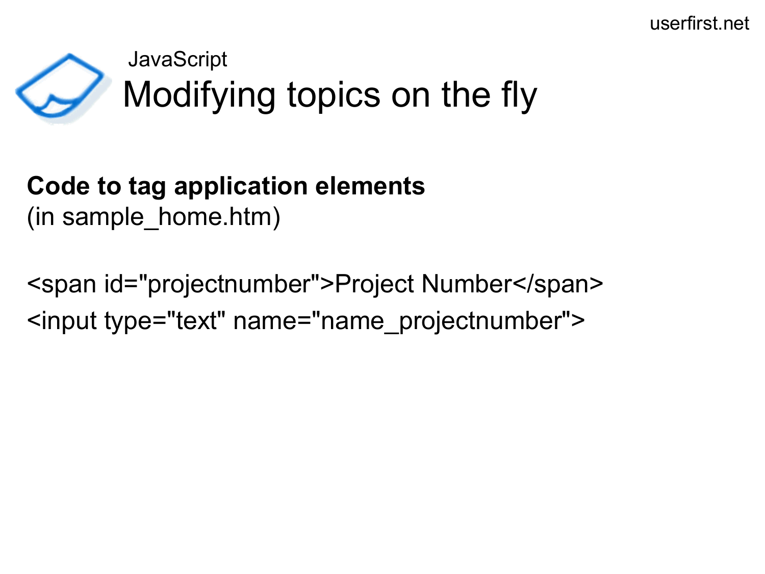JavaScript

# Modifying topics on the fly

**Code to tag application elements**
(in sample_home.htm)

```
<span id="projectnumber">Project Number</span>
<input type="text" name="name_projectnumber">
```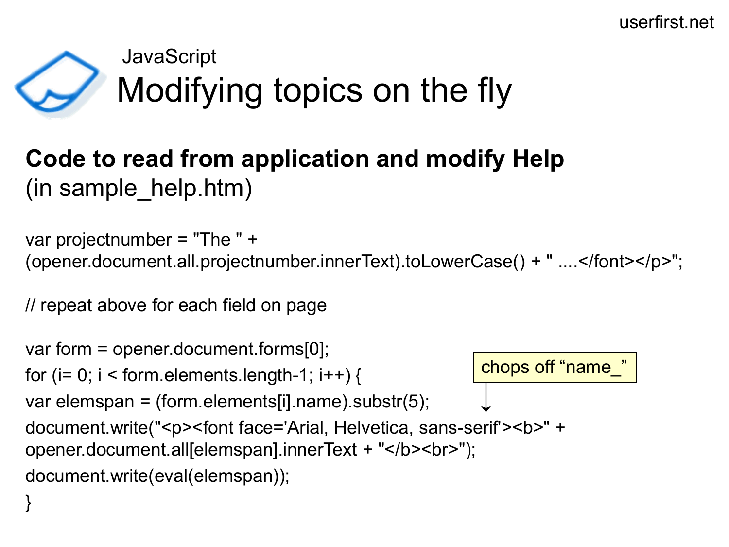JavaScript

# Modifying topics on the fly

**Code to read from application and modify Help**
(in sample_help.htm)

```
var projectnumber = "The " +
(opener.document.all.projectnumber.innerText).toLowerCase() + " ....</font></p>";

// repeat above for each field on page

var form = opener.document.forms[0];
for (i= 0; i < form.elements.length-1; i++) {
var elemspan = (form.elements[i].name).substr(5);
document.write("<p><font face='Arial, Helvetica, sans-serif'><b>" +
opener.document.all[elemspan].innerText + "</b><br>");
document.write(eval(elemspan));
}
```

chops off “name_”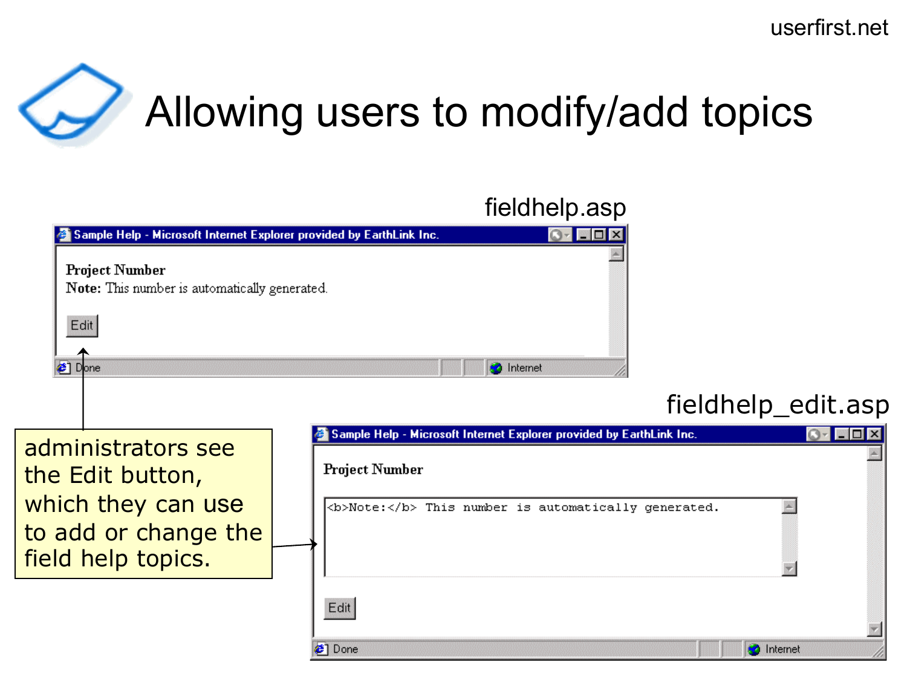# Allowing users to modify/add topics

fieldhelp.asp

Sample Help - Microsoft Internet Explorer provided by EarthLink Inc.

**Project Number**

**Note:** This number is automatically generated.

Edit

fieldhelp_edit.asp

Sample Help - Microsoft Internet Explorer provided by EarthLink Inc.

**Project Number**

```
<b>Note:</b> This number is automatically generated.
```

Edit

administrators see the Edit button, which they can use to add or change the field help topics.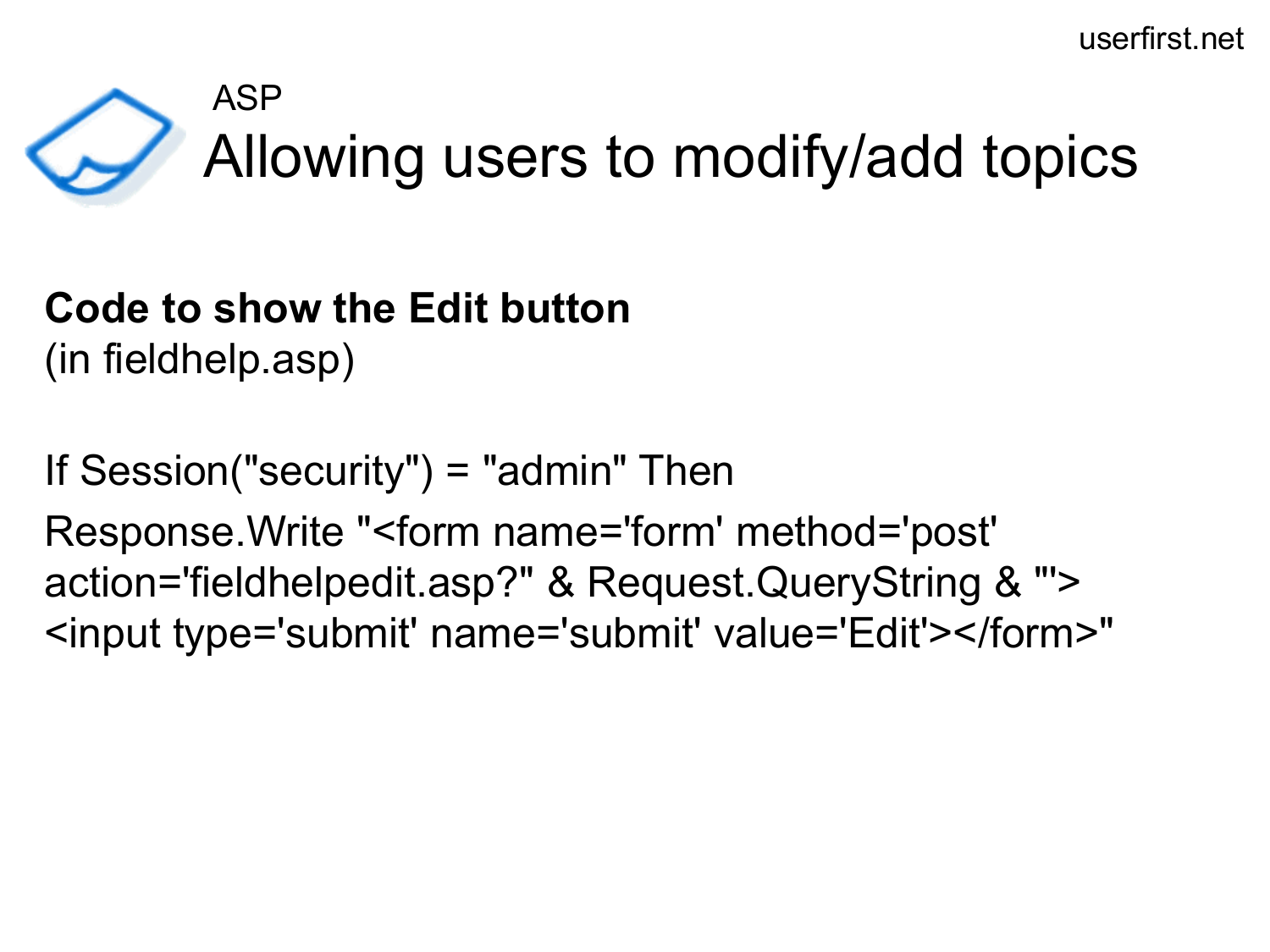ASP

# Allowing users to modify/add topics

**Code to show the Edit button**
(in fieldhelp.asp)

```
If Session("security") = "admin" Then
Response.Write "<form name='form' method='post'
action='fieldhelpedit.asp?" & Request.QueryString & "'>
<input type='submit' name='submit' value='Edit'></form>"
```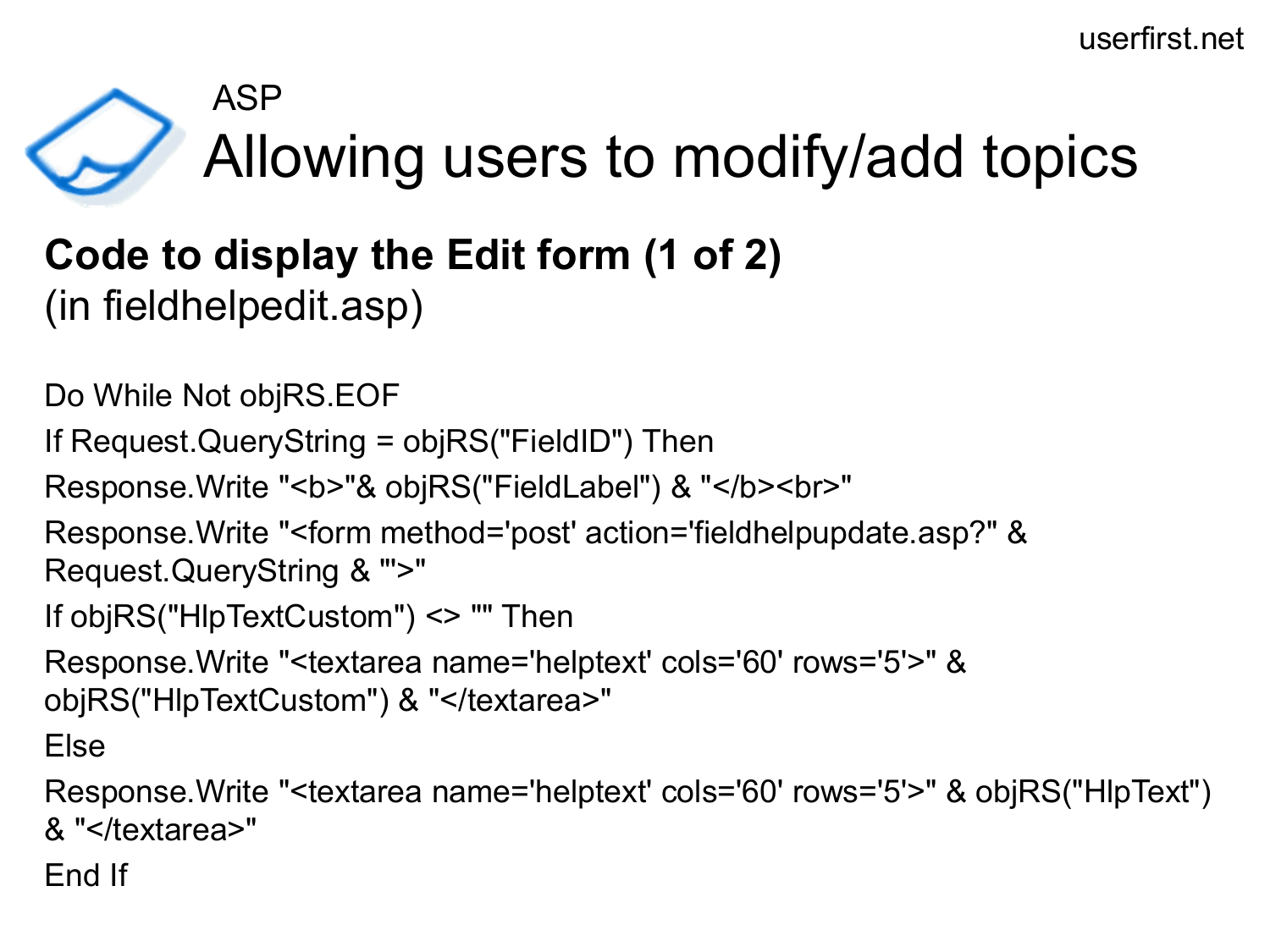ASP

# Allowing users to modify/add topics

**Code to display the Edit form (1 of 2)**
(in fieldhelpedit.asp)

```
Do While Not objRS.EOF
If Request.QueryString = objRS("FieldID") Then
Response.Write "<b>"& objRS("FieldLabel") & "</b><br>"
Response.Write "<form method='post' action='fieldhelpupdate.asp?" &
Request.QueryString & "'>"
If objRS("HlpTextCustom") <> "" Then
Response.Write "<textarea name='helptext' cols='60' rows='5'>" &
objRS("HlpTextCustom") & "</textarea>"
Else
Response.Write "<textarea name='helptext' cols='60' rows='5'>" & objRS("HlpText")
& "</textarea>"
End If
```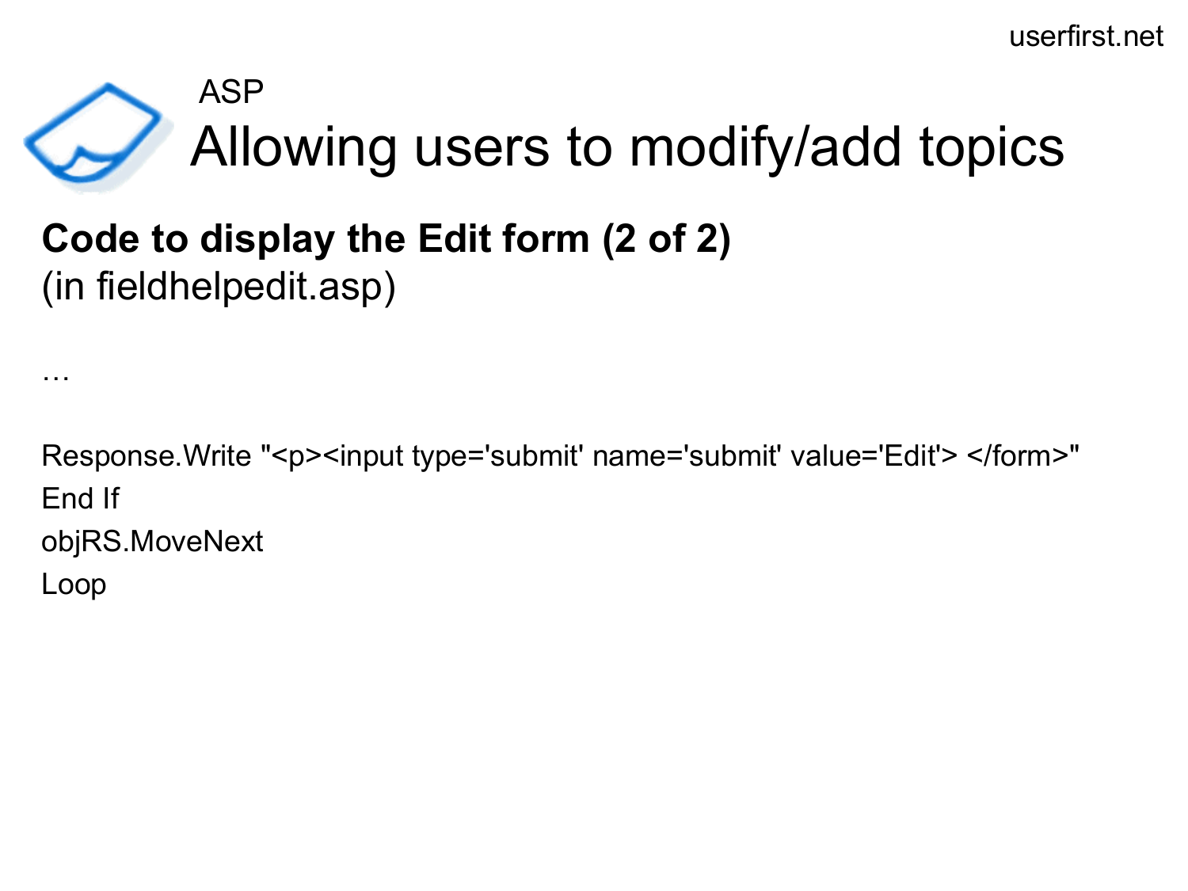ASP

# Allowing users to modify/add topics

**Code to display the Edit form (2 of 2)**
(in fieldhelpedit.asp)

```
…

Response.Write "<p><input type='submit' name='submit' value='Edit'> </form>"
End If
objRS.MoveNext
Loop
```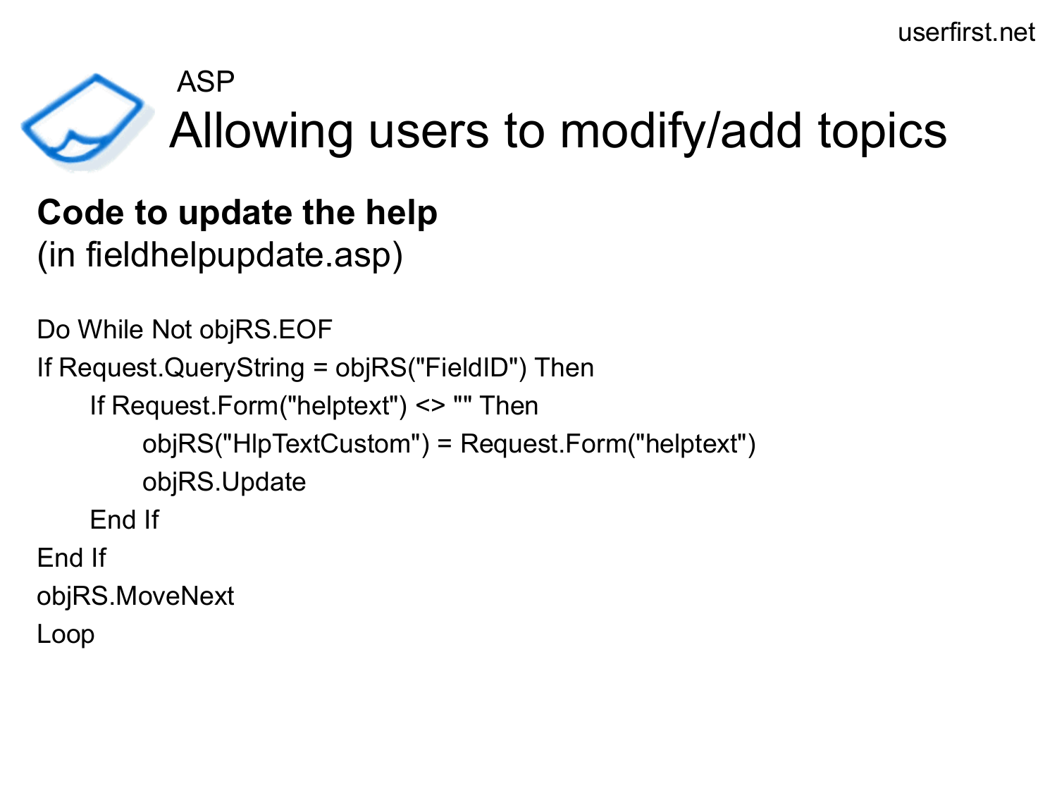ASP

# Allowing users to modify/add topics

**Code to update the help**
(in fieldhelpupdate.asp)

```
Do While Not objRS.EOF
If Request.QueryString = objRS("FieldID") Then
    If Request.Form("helptext") <> "" Then
        objRS("HlpTextCustom") = Request.Form("helptext")
        objRS.Update
    End If
End If
objRS.MoveNext
Loop
```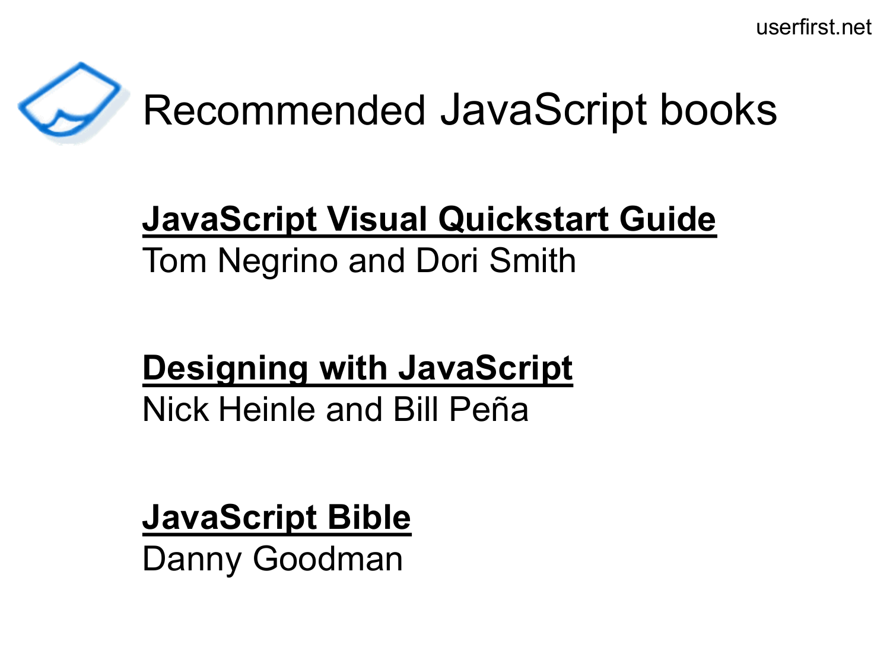# Recommended JavaScript books

**JavaScript Visual Quickstart Guide**
Tom Negrino and Dori Smith

**Designing with JavaScript**
Nick Heinle and Bill Peña

**JavaScript Bible**
Danny Goodman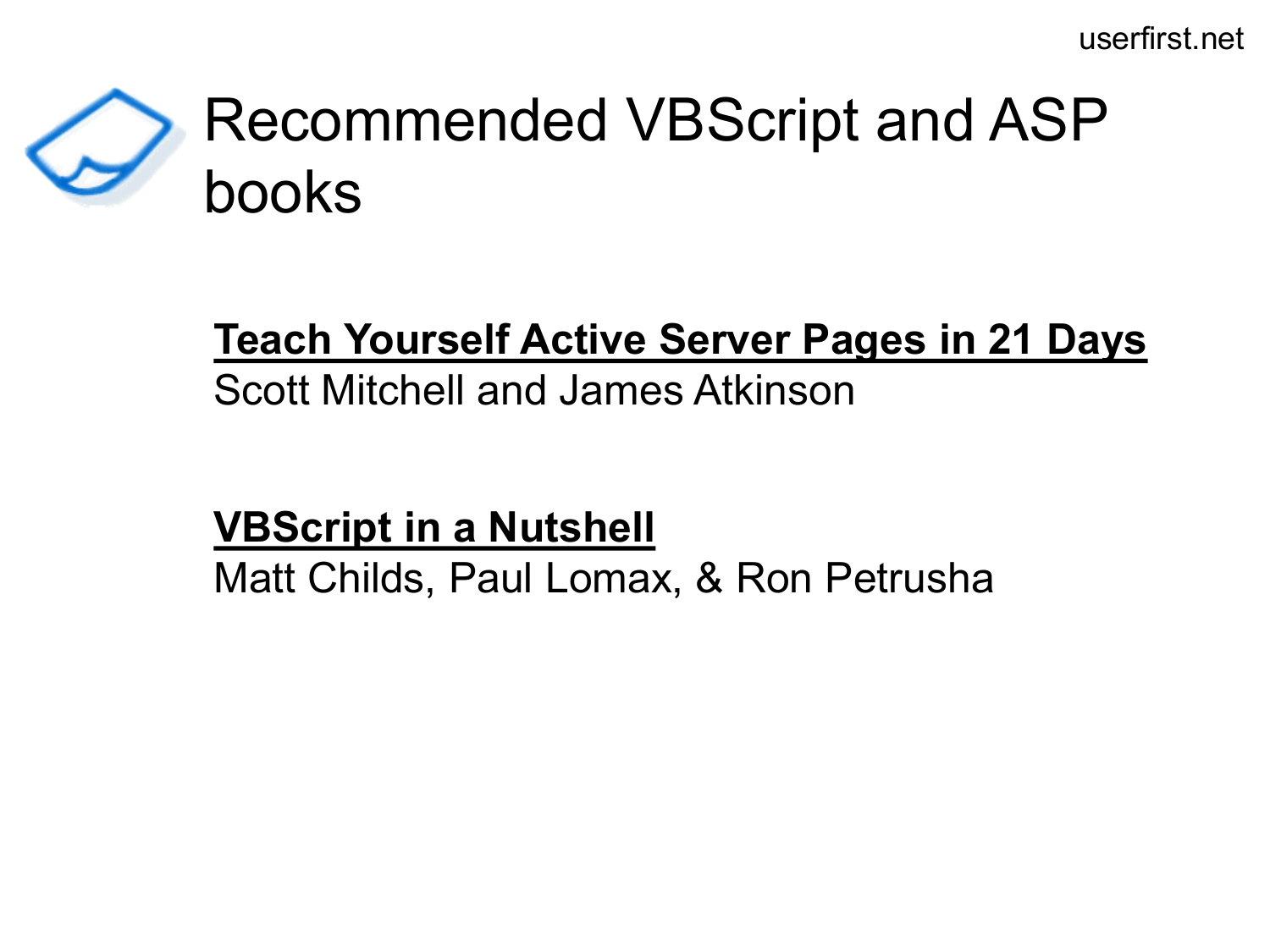# Recommended VBScript and ASP books

**Teach Yourself Active Server Pages in 21 Days**
Scott Mitchell and James Atkinson

**VBScript in a Nutshell**
Matt Childs, Paul Lomax, & Ron Petrusha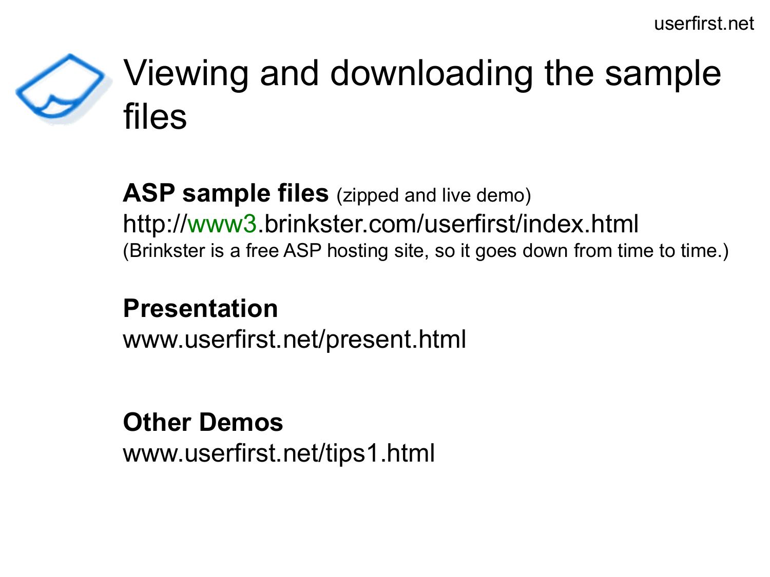# Viewing and downloading the sample files

**ASP sample files** (zipped and live demo)
http://www3.brinkster.com/userfirst/index.html
(Brinkster is a free ASP hosting site, so it goes down from time to time.)

**Presentation**
www.userfirst.net/present.html

**Other Demos**
www.userfirst.net/tips1.html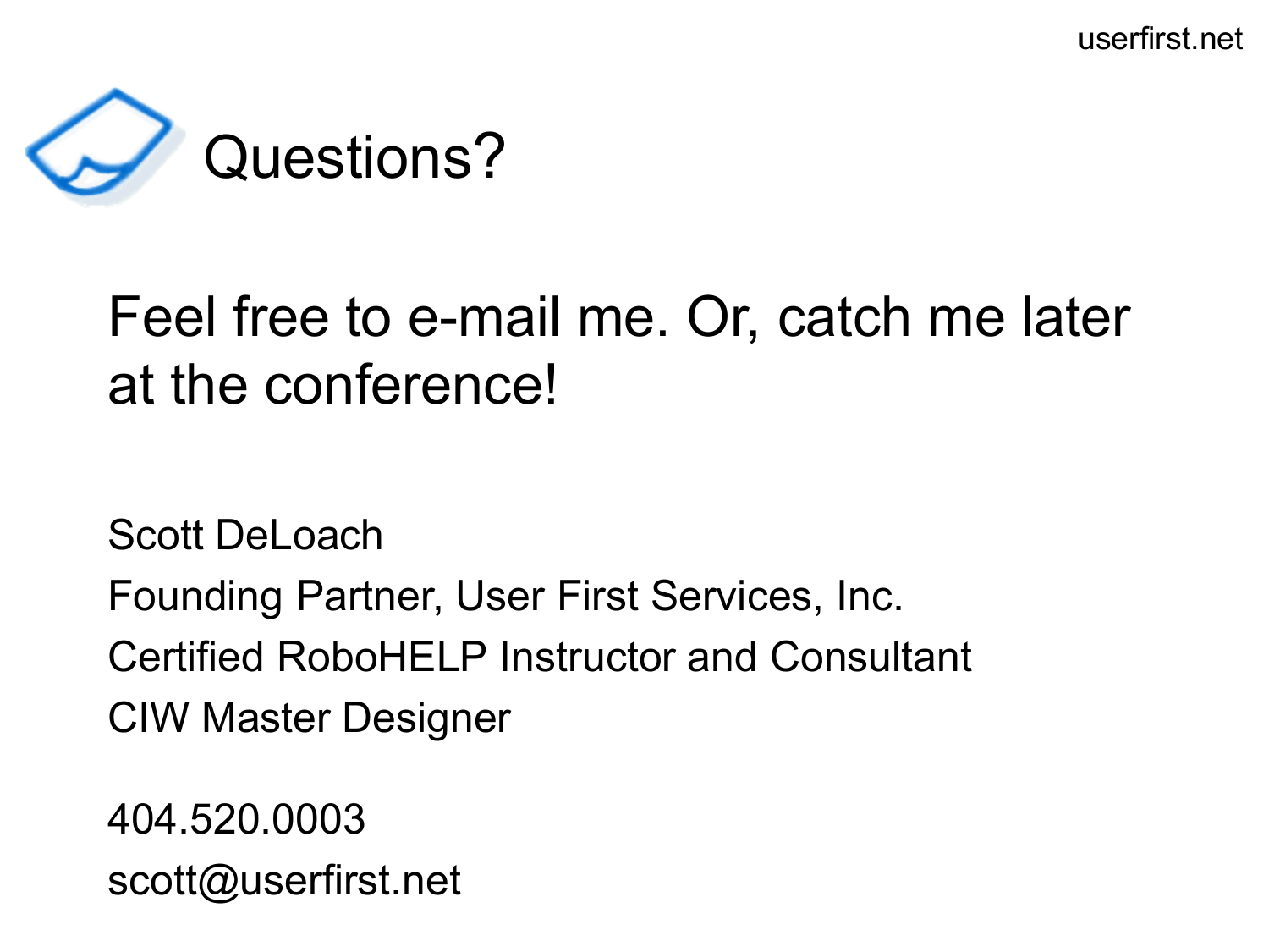# Questions?

Feel free to e-mail me. Or, catch me later at the conference!

Scott DeLoach
Founding Partner, User First Services, Inc.
Certified RoboHELP Instructor and Consultant
CIW Master Designer

404.520.0003
scott@userfirst.net